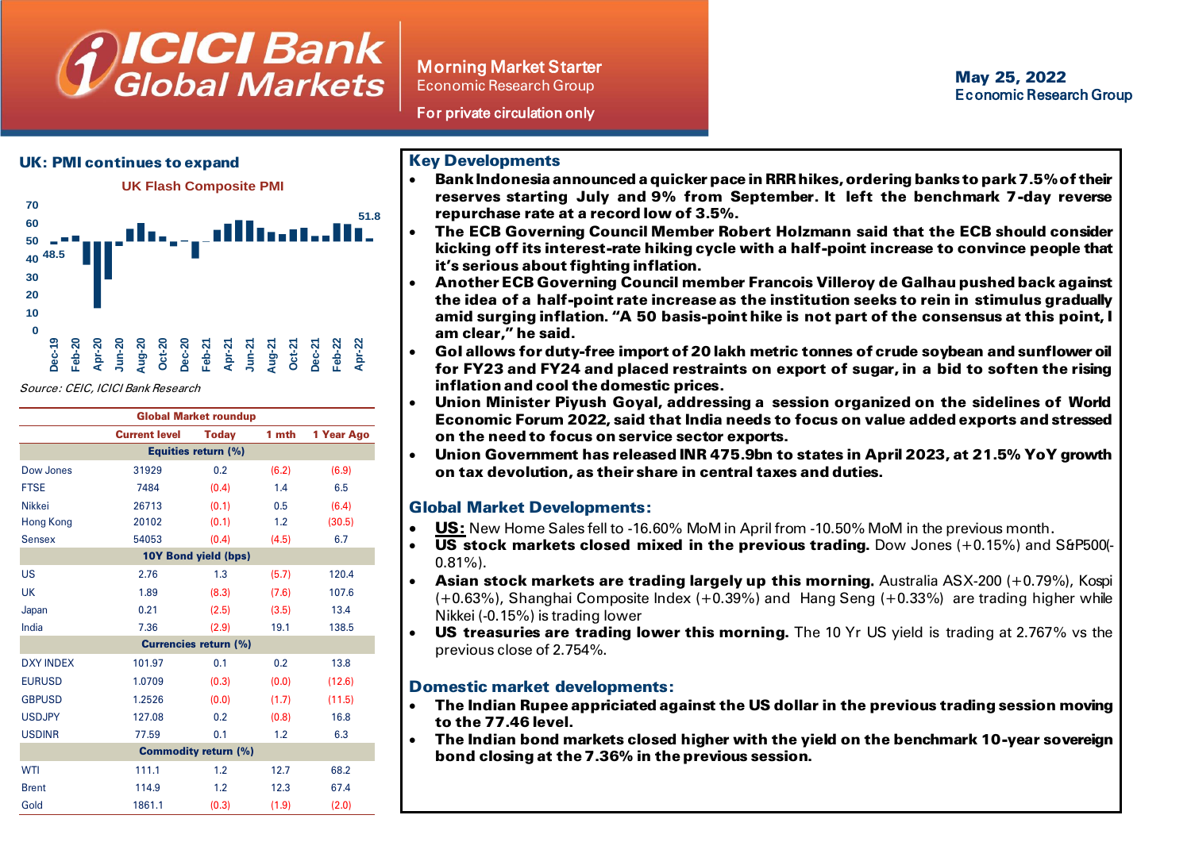# Morning Market Starter

Economic Research Group

For private circulation only

May 25, 2022

Economic Research Group

## UK: PMI continues to expand

UK Flash Composite PMI

Source: CEIC, ICICI Bank Research

| Global Market roundup | | | | |
|---|---|---|---|---|
| | Current level | Today | 1 mth | 1 Year Ago |
| **Equities return (%)** | | | | |
| Dow Jones | 31929 | 0.2 | (6.2) | (6.9) |
| FTSE | 7484 | (0.4) | 1.4 | 6.5 |
| Nikkei | 26713 | (0.1) | 0.5 | (6.4) |
| Hong Kong | 20102 | (0.1) | 1.2 | (30.5) |
| Sensex | 54053 | (0.4) | (4.5) | 6.7 |
| **10Y Bond yield (bps)** | | | | |
| US | 2.76 | 1.3 | (5.7) | 120.4 |
| UK | 1.89 | (8.3) | (7.6) | 107.6 |
| Japan | 0.21 | (2.5) | (3.5) | 13.4 |
| India | 7.36 | (2.9) | 19.1 | 138.5 |
| **Currencies return (%)** | | | | |
| DXY INDEX | 101.97 | 0.1 | 0.2 | 13.8 |
| EURUSD | 1.0709 | (0.3) | (0.0) | (12.6) |
| GBPUSD | 1.2526 | (0.0) | (1.7) | (11.5) |
| USDJPY | 127.08 | 0.2 | (0.8) | 16.8 |
| USDINR | 77.59 | 0.1 | 1.2 | 6.3 |
| **Commodity return (%)** | | | | |
| WTI | 111.1 | 1.2 | 12.7 | 68.2 |
| Brent | 114.9 | 1.2 | 12.3 | 67.4 |
| Gold | 1861.1 | (0.3) | (1.9) | (2.0) |

## Key Developments

- **Bank Indonesia announced a quicker pace in RRR hikes, ordering banks to park 7.5% of their reserves starting July and 9% from September. It left the benchmark 7-day reverse repurchase rate at a record low of 3.5%.**
- **The ECB Governing Council Member Robert Holzmann said that the ECB should consider kicking off its interest-rate hiking cycle with a half-point increase to convince people that it's serious about fighting inflation.**
- **Another ECB Governing Council member Francois Villeroy de Galhau pushed back against the idea of a half-point rate increase as the institution seeks to rein in stimulus gradually amid surging inflation. "A 50 basis-point hike is not part of the consensus at this point, I am clear," he said.**
- **GoI allows for duty-free import of 20 lakh metric tonnes of crude soybean and sunflower oil for FY23 and FY24 and placed restraints on export of sugar, in a bid to soften the rising inflation and cool the domestic prices.**
- **Union Minister Piyush Goyal, addressing a session organized on the sidelines of World Economic Forum 2022, said that India needs to focus on value added exports and stressed on the need to focus on service sector exports.**
- **Union Government has released INR 475.9bn to states in April 2023, at 21.5% YoY growth on tax devolution, as their share in central taxes and duties.**

## Global Market Developments:

- **US:** New Home Sales fell to -16.60% MoM in April from -10.50% MoM in the previous month.
- **US stock markets closed mixed in the previous trading.** Dow Jones (+0.15%) and S&P500(-0.81%).
- **Asian stock markets are trading largely up this morning.** Australia ASX-200 (+0.79%), Kospi (+0.63%), Shanghai Composite Index (+0.39%) and Hang Seng (+0.33%) are trading higher while Nikkei (-0.15%) is trading lower
- **US treasuries are trading lower this morning.** The 10 Yr US yield is trading at 2.767% vs the previous close of 2.754%.

## Domestic market developments:

- **The Indian Rupee appriciated against the US dollar in the previous trading session moving to the 77.46 level.**
- **The Indian bond markets closed higher with the yield on the benchmark 10-year sovereign bond closing at the 7.36% in the previous session.**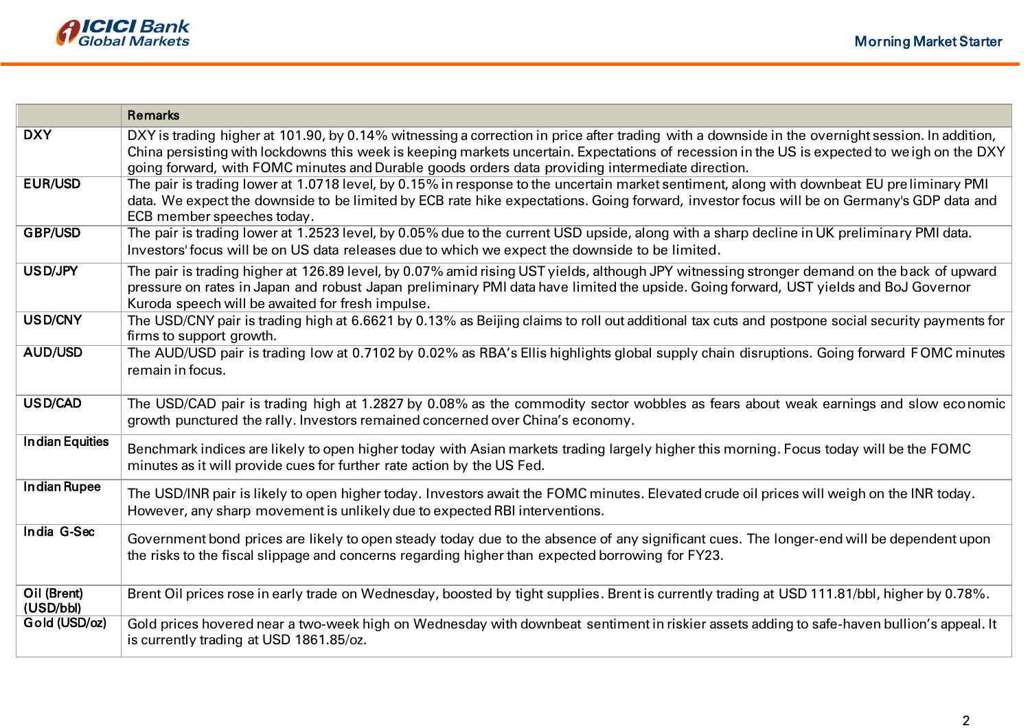| | Remarks |
|---|---|
| DXY | DXY is trading higher at 101.90, by 0.14% witnessing a correction in price after trading with a downside in the overnight session. In addition, China persisting with lockdowns this week is keeping markets uncertain. Expectations of recession in the US is expected to weigh on the DXY going forward, with FOMC minutes and Durable goods orders data providing intermediate direction. |
| EUR/USD | The pair is trading lower at 1.0718 level, by 0.15% in response to the uncertain market sentiment, along with downbeat EU preliminary PMI data. We expect the downside to be limited by ECB rate hike expectations. Going forward, investor focus will be on Germany's GDP data and ECB member speeches today. |
| GBP/USD | The pair is trading lower at 1.2523 level, by 0.05% due to the current USD upside, along with a sharp decline in UK preliminary PMI data. Investors' focus will be on US data releases due to which we expect the downside to be limited. |
| USD/JPY | The pair is trading higher at 126.89 level, by 0.07% amid rising UST yields, although JPY witnessing stronger demand on the back of upward pressure on rates in Japan and robust Japan preliminary PMI data have limited the upside. Going forward, UST yields and BoJ Governor Kuroda speech will be awaited for fresh impulse. |
| USD/CNY | The USD/CNY pair is trading high at 6.6621 by 0.13% as Beijing claims to roll out additional tax cuts and postpone social security payments for firms to support growth. |
| AUD/USD | The AUD/USD pair is trading low at 0.7102 by 0.02% as RBA's Ellis highlights global supply chain disruptions. Going forward FOMC minutes remain in focus. |
| USD/CAD | The USD/CAD pair is trading high at 1.2827 by 0.08% as the commodity sector wobbles as fears about weak earnings and slow economic growth punctured the rally. Investors remained concerned over China's economy. |
| Indian Equities | Benchmark indices are likely to open higher today with Asian markets trading largely higher this morning. Focus today will be the FOMC minutes as it will provide cues for further rate action by the US Fed. |
| Indian Rupee | The USD/INR pair is likely to open higher today. Investors await the FOMC minutes. Elevated crude oil prices will weigh on the INR today. However, any sharp movement is unlikely due to expected RBI interventions. |
| India G-Sec | Government bond prices are likely to open steady today due to the absence of any significant cues. The longer-end will be dependent upon the risks to the fiscal slippage and concerns regarding higher than expected borrowing for FY23. |
| Oil (Brent) (USD/bbl) | Brent Oil prices rose in early trade on Wednesday, boosted by tight supplies. Brent is currently trading at USD 111.81/bbl, higher by 0.78%. |
| Gold (USD/oz) | Gold prices hovered near a two-week high on Wednesday with downbeat sentiment in riskier assets adding to safe-haven bullion's appeal. It is currently trading at USD 1861.85/oz. |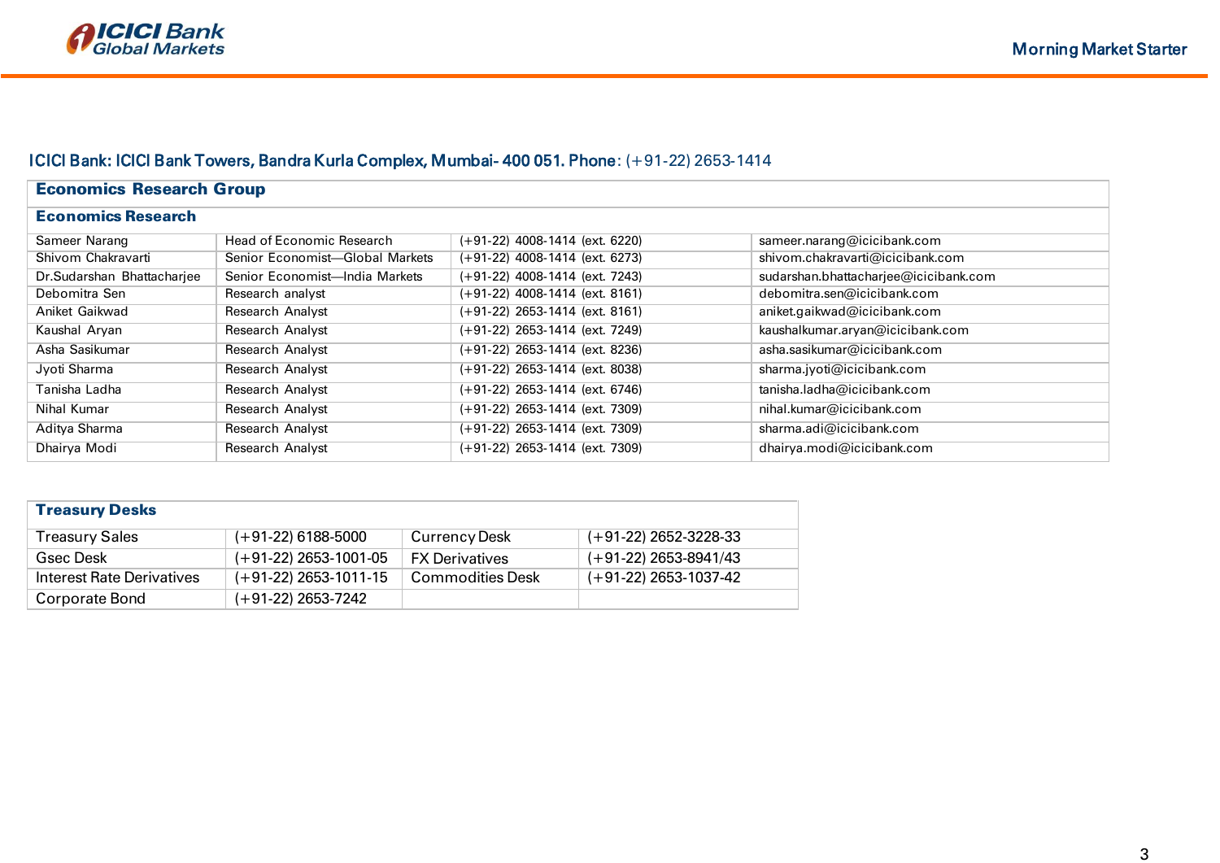ICICI Bank: ICICI Bank Towers, Bandra Kurla Complex, Mumbai- 400 051. Phone: (+91-22) 2653-1414

| Economics Research Group | | | |
|---|---|---|---|
| **Economics Research** | | | |
| Sameer Narang | Head of Economic Research | (+91-22) 4008-1414 (ext. 6220) | sameer.narang@icicibank.com |
| Shivom Chakravarti | Senior Economist—Global Markets | (+91-22) 4008-1414 (ext. 6273) | shivom.chakravarti@icicibank.com |
| Dr.Sudarshan Bhattacharjee | Senior Economist—India Markets | (+91-22) 4008-1414 (ext. 7243) | sudarshan.bhattacharjee@icicibank.com |
| Debomitra Sen | Research analyst | (+91-22) 4008-1414 (ext. 8161) | debomitra.sen@icicibank.com |
| Aniket Gaikwad | Research Analyst | (+91-22) 2653-1414 (ext. 8161) | aniket.gaikwad@icicibank.com |
| Kaushal Aryan | Research Analyst | (+91-22) 2653-1414 (ext. 7249) | kaushalkumar.aryan@icicibank.com |
| Asha Sasikumar | Research Analyst | (+91-22) 2653-1414 (ext. 8236) | asha.sasikumar@icicibank.com |
| Jyoti Sharma | Research Analyst | (+91-22) 2653-1414 (ext. 8038) | sharma.jyoti@icicibank.com |
| Tanisha Ladha | Research Analyst | (+91-22) 2653-1414 (ext. 6746) | tanisha.ladha@icicibank.com |
| Nihal Kumar | Research Analyst | (+91-22) 2653-1414 (ext. 7309) | nihal.kumar@icicibank.com |
| Aditya Sharma | Research Analyst | (+91-22) 2653-1414 (ext. 7309) | sharma.adi@icicibank.com |
| Dhairya Modi | Research Analyst | (+91-22) 2653-1414 (ext. 7309) | dhairya.modi@icicibank.com |

| Treasury Desks | | | |
|---|---|---|---|
| Treasury Sales | (+91-22) 6188-5000 | Currency Desk | (+91-22) 2652-3228-33 |
| Gsec Desk | (+91-22) 2653-1001-05 | FX Derivatives | (+91-22) 2653-8941/43 |
| Interest Rate Derivatives | (+91-22) 2653-1011-15 | Commodities Desk | (+91-22) 2653-1037-42 |
| Corporate Bond | (+91-22) 2653-7242 | | |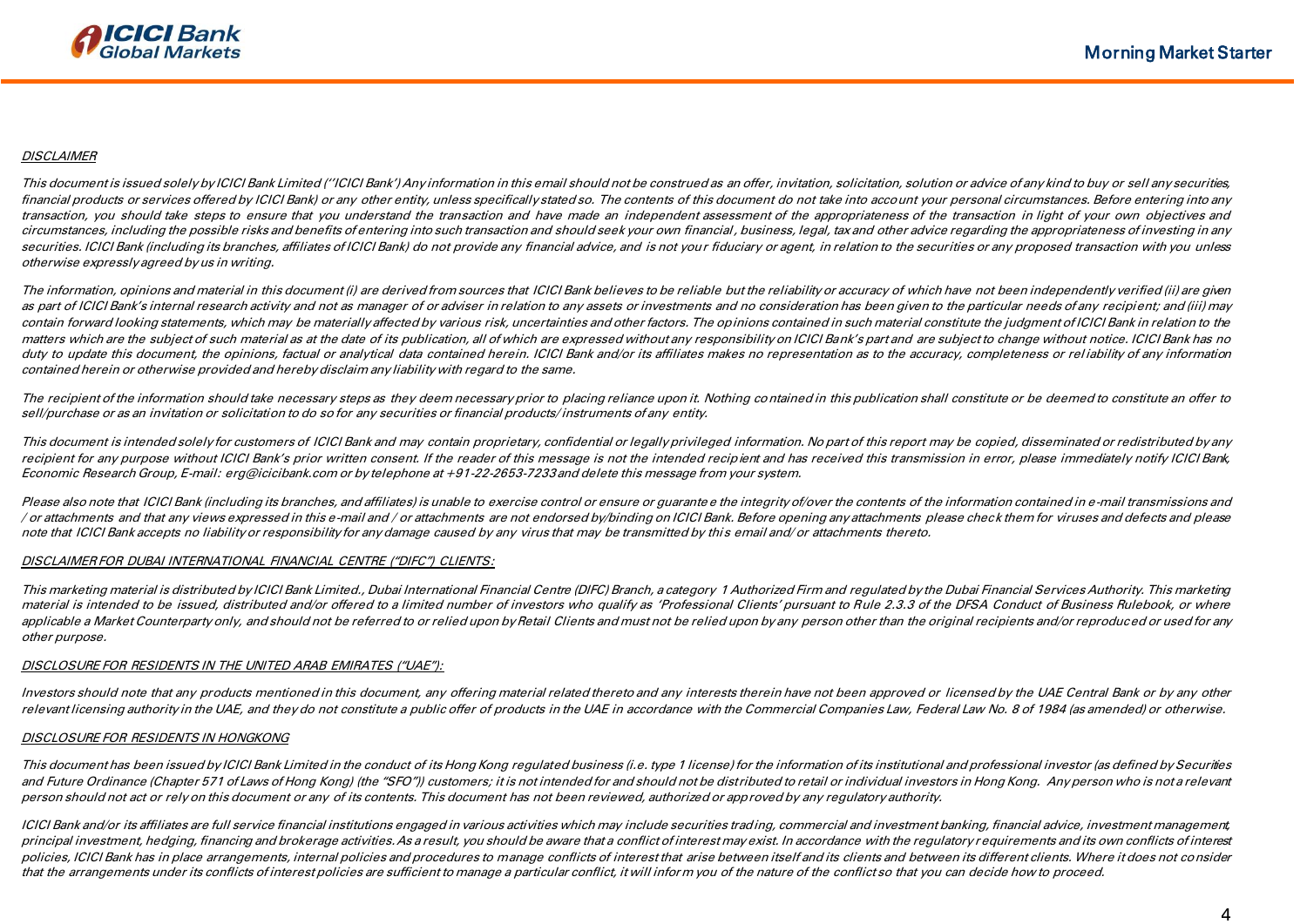***DISCLAIMER***

*This document is issued solely by ICICI Bank Limited (''ICICI Bank') Any information in this email should not be construed as an offer, invitation, solicitation, solution or advice of any kind to buy or sell any securities, financial products or services offered by ICICI Bank) or any other entity, unless specifically stated so. The contents of this document do not take into account your personal circumstances. Before entering into any transaction, you should take steps to ensure that you understand the transaction and have made an independent assessment of the appropriateness of the transaction in light of your own objectives and circumstances, including the possible risks and benefits of entering into such transaction and should seek your own financial, business, legal, tax and other advice regarding the appropriateness of investing in any securities. ICICI Bank (including its branches, affiliates of ICICI Bank) do not provide any financial advice, and is not your fiduciary or agent, in relation to the securities or any proposed transaction with you unless otherwise expressly agreed by us in writing.*

*The information, opinions and material in this document (i) are derived from sources that ICICI Bank believes to be reliable but the reliability or accuracy of which have not been independently verified (ii) are given as part of ICICI Bank's internal research activity and not as manager of or adviser in relation to any assets or investments and no consideration has been given to the particular needs of any recipient; and (iii) may contain forward looking statements, which may be materially affected by various risk, uncertainties and other factors. The opinions contained in such material constitute the judgment of ICICI Bank in relation to the matters which are the subject of such material as at the date of its publication, all of which are expressed without any responsibility on ICICI Bank's part and are subject to change without notice. ICICI Bank has no duty to update this document, the opinions, factual or analytical data contained herein. ICICI Bank and/or its affiliates makes no representation as to the accuracy, completeness or reliability of any information contained herein or otherwise provided and hereby disclaim any liability with regard to the same.*

*The recipient of the information should take necessary steps as they deem necessary prior to placing reliance upon it. Nothing contained in this publication shall constitute or be deemed to constitute an offer to sell/purchase or as an invitation or solicitation to do so for any securities or financial products/ instruments of any entity.*

*This document is intended solely for customers of ICICI Bank and may contain proprietary, confidential or legally privileged information. No part of this report may be copied, disseminated or redistributed by any recipient for any purpose without ICICI Bank's prior written consent. If the reader of this message is not the intended recipient and has received this transmission in error, please immediately notify ICICI Bank, Economic Research Group, E-mail: erg@icicibank.com or by telephone at +91-22-2653-7233 and delete this message from your system.*

*Please also note that ICICI Bank (including its branches, and affiliates) is unable to exercise control or ensure or guarantee the integrity of/over the contents of the information contained in e-mail transmissions and / or attachments and that any views expressed in this e-mail and / or attachments are not endorsed by/binding on ICICI Bank. Before opening any attachments please check them for viruses and defects and please note that ICICI Bank accepts no liability or responsibility for any damage caused by any virus that may be transmitted by this email and/ or attachments thereto.*

***DISCLAIMER FOR DUBAI INTERNATIONAL FINANCIAL CENTRE ("DIFC") CLIENTS:***

*This marketing material is distributed by ICICI Bank Limited., Dubai International Financial Centre (DIFC) Branch, a category 1 Authorized Firm and regulated by the Dubai Financial Services Authority. This marketing material is intended to be issued, distributed and/or offered to a limited number of investors who qualify as 'Professional Clients' pursuant to Rule 2.3.3 of the DFSA Conduct of Business Rulebook, or where applicable a Market Counterparty only, and should not be referred to or relied upon by Retail Clients and must not be relied upon by any person other than the original recipients and/or reproduced or used for any other purpose.*

***DISCLOSURE FOR RESIDENTS IN THE UNITED ARAB EMIRATES ("UAE"):***

*Investors should note that any products mentioned in this document, any offering material related thereto and any interests therein have not been approved or licensed by the UAE Central Bank or by any other relevant licensing authority in the UAE, and they do not constitute a public offer of products in the UAE in accordance with the Commercial Companies Law, Federal Law No. 8 of 1984 (as amended) or otherwise.*

***DISCLOSURE FOR RESIDENTS IN HONGKONG***

*This document has been issued by ICICI Bank Limited in the conduct of its Hong Kong regulated business (i.e. type 1 license) for the information of its institutional and professional investor (as defined by Securities and Future Ordinance (Chapter 571 of Laws of Hong Kong) (the "SFO")) customers; it is not intended for and should not be distributed to retail or individual investors in Hong Kong. Any person who is not a relevant person should not act or rely on this document or any of its contents. This document has not been reviewed, authorized or approved by any regulatory authority.*

*ICICI Bank and/or its affiliates are full service financial institutions engaged in various activities which may include securities trading, commercial and investment banking, financial advice, investment management, principal investment, hedging, financing and brokerage activities. As a result, you should be aware that a conflict of interest may exist. In accordance with the regulatory requirements and its own conflicts of interest policies, ICICI Bank has in place arrangements, internal policies and procedures to manage conflicts of interest that arise between itself and its clients and between its different clients. Where it does not consider that the arrangements under its conflicts of interest policies are sufficient to manage a particular conflict, it will inform you of the nature of the conflict so that you can decide how to proceed.*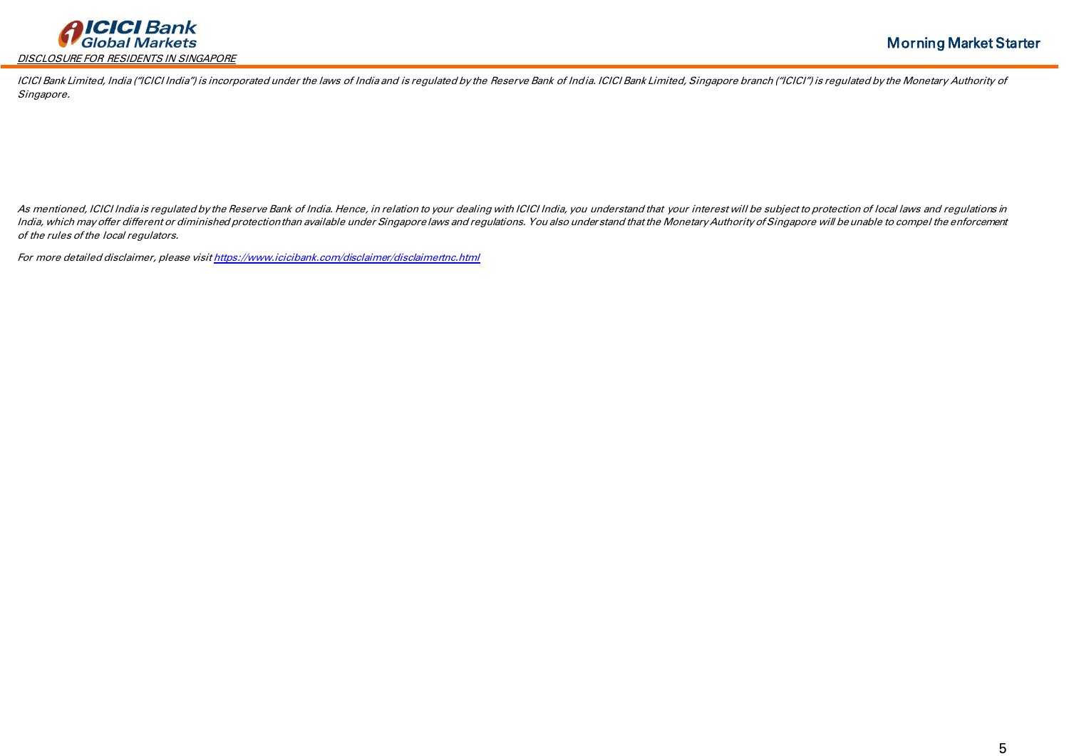*DISCLOSURE FOR RESIDENTS IN SINGAPORE*

*ICICI Bank Limited, India ("ICICI India") is incorporated under the laws of India and is regulated by the Reserve Bank of India. ICICI Bank Limited, Singapore branch ("ICICI") is regulated by the Monetary Authority of Singapore.*

*As mentioned, ICICI India is regulated by the Reserve Bank of India. Hence, in relation to your dealing with ICICI India, you understand that your interest will be subject to protection of local laws and regulations in India, which may offer different or diminished protection than available under Singapore laws and regulations. You also understand that the Monetary Authority of Singapore will be unable to compel the enforcement of the rules of the local regulators.*

*For more detailed disclaimer, please visit [https://www.icicibank.com/disclaimer/disclaimertnc.html](https://www.icicibank.com/disclaimer/disclaimertnc.html)*